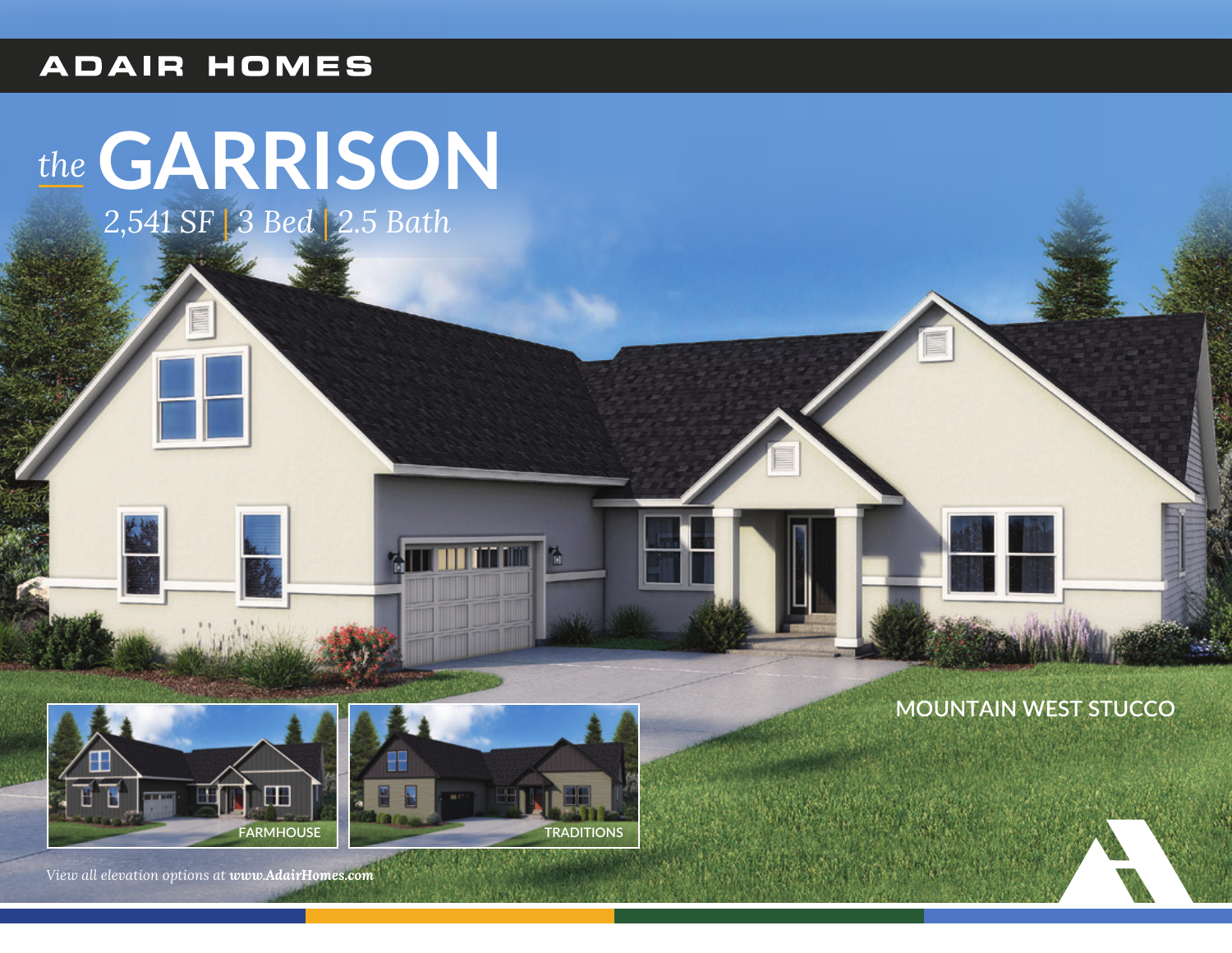ADAIR HOMES

# *the* GARRISON

*2,541 SF | 3 Bed | 2.5 Bath*

MOUNTAIN WEST STUCCO

FARMHOUSE

TRADITIONS

*View all elevation options at **www.AdairHomes.com***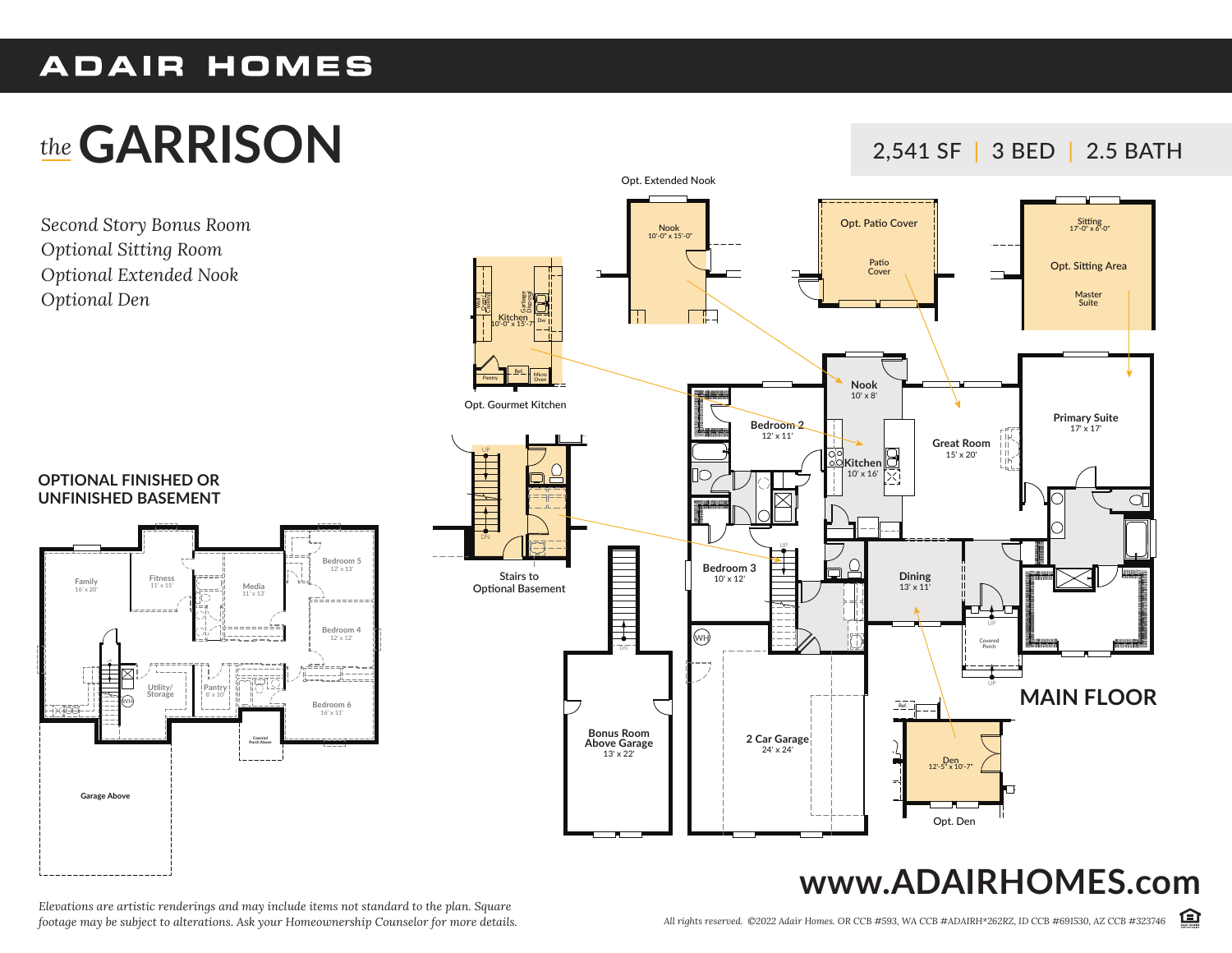# ADAIR HOMES

# *the* GARRISON

2,541 SF | 3 BED | 2.5 BATH

*Second Story Bonus Room*
*Optional Sitting Room*
*Optional Extended Nook*
*Optional Den*

## OPTIONAL FINISHED OR UNFINISHED BASEMENT

Family
16' x 20'

Fitness
11' x 15'

Media
11' x 13'

Bedroom 5
12' x 13'

Bedroom 4
12' x 12'

Utility/
Storage

Pantry
8' x 10'

Bedroom 6
16' x 11'

Covered
Porch Above

Garage Above

Opt. Extended Nook

Nook
10'-0" x 15'-0"

Opt. Patio Cover

Patio
Cover

Sitting
17'-0" x 6'-0"

Opt. Sitting Area

Master
Suite

Kitchen
10'-0" x 15'-7"

Pantry

Ref.

Micro
Oven

DW

Opt. Gourmet Kitchen

Stairs to
Optional Basement

Nook
10' x 8'

Bedroom 2
12' x 11'

Kitchen
10' x 16'

Great Room
15' x 20'

Primary Suite
17' x 17'

Bedroom 3
10' x 12'

Dining
13' x 11'

Covered
Porch

Bonus Room
Above Garage
13' x 22'

2 Car Garage
24' x 24'

Den
12'-5" x 10'-7"

Opt. Den

## MAIN FLOOR

**www.ADAIRHOMES.com**

*Elevations are artistic renderings and may include items not standard to the plan. Square footage may be subject to alterations. Ask your Homeownership Counselor for more details.*

*All rights reserved. ©2022 Adair Homes.* OR CCB #593, WA CCB #ADAIRH*262RZ, ID CCB #691530, AZ CCB #323746